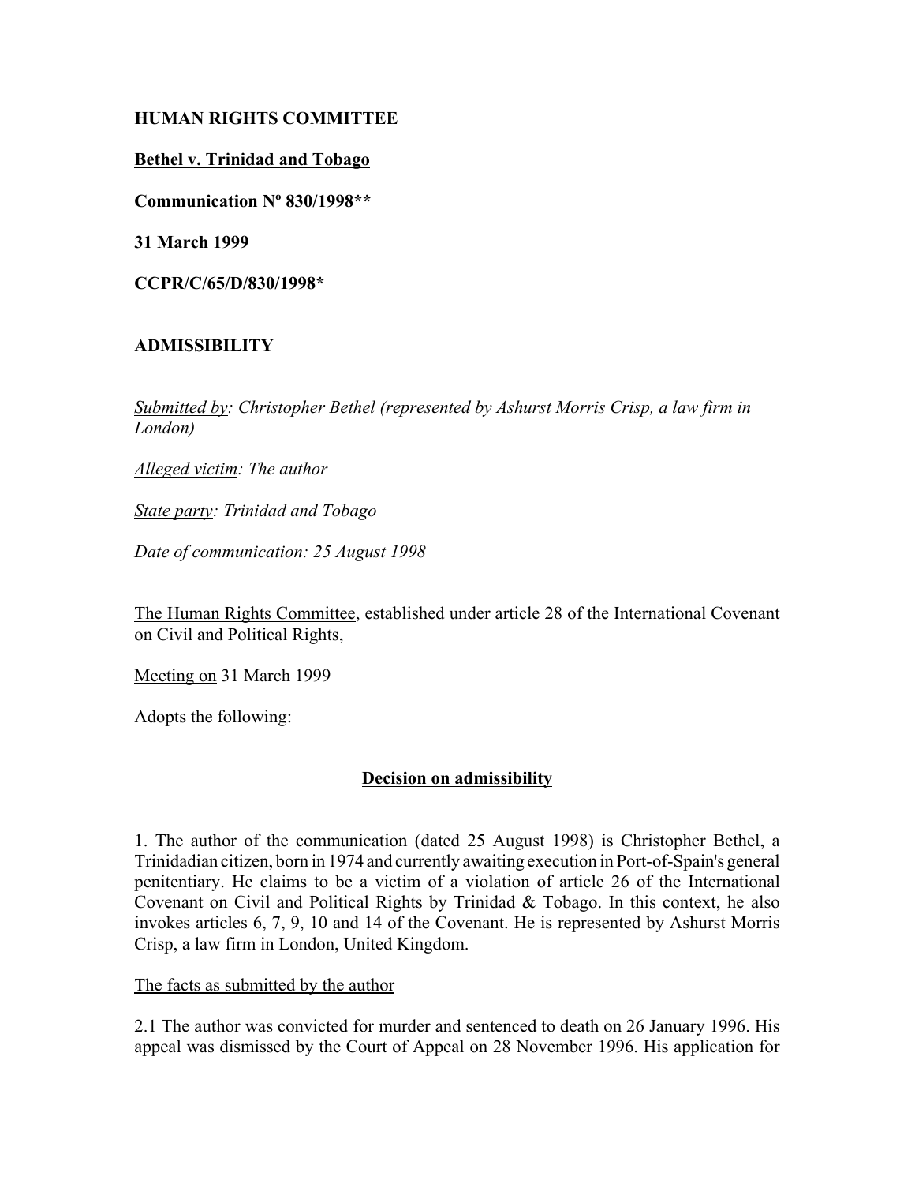**HUMAN RIGHTS COMMITTEE**

**Bethel v. Trinidad and Tobago**

**Communication Nº 830/1998****

**31 March 1999**

**CCPR/C/65/D/830/1998***

**ADMISSIBILITY**

*Submitted by: Christopher Bethel (represented by Ashurst Morris Crisp, a law firm in London)*

*Alleged victim: The author*

*State party: Trinidad and Tobago*

*Date of communication: 25 August 1998*

The Human Rights Committee, established under article 28 of the International Covenant on Civil and Political Rights,

Meeting on 31 March 1999

Adopts the following:

**Decision on admissibility**

1. The author of the communication (dated 25 August 1998) is Christopher Bethel, a Trinidadian citizen, born in 1974 and currently awaiting execution in Port-of-Spain's general penitentiary. He claims to be a victim of a violation of article 26 of the International Covenant on Civil and Political Rights by Trinidad & Tobago. In this context, he also invokes articles 6, 7, 9, 10 and 14 of the Covenant. He is represented by Ashurst Morris Crisp, a law firm in London, United Kingdom.

The facts as submitted by the author

2.1 The author was convicted for murder and sentenced to death on 26 January 1996. His appeal was dismissed by the Court of Appeal on 28 November 1996. His application for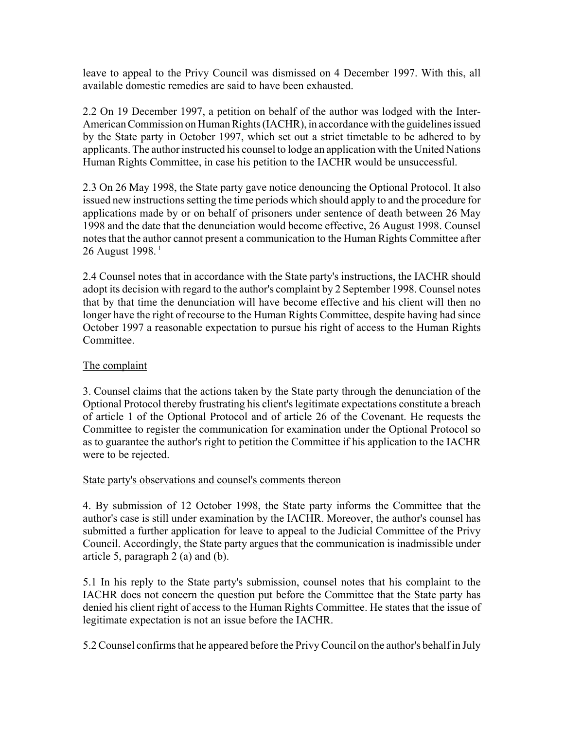leave to appeal to the Privy Council was dismissed on 4 December 1997. With this, all available domestic remedies are said to have been exhausted.

2.2 On 19 December 1997, a petition on behalf of the author was lodged with the Inter-American Commission on Human Rights (IACHR), in accordance with the guidelines issued by the State party in October 1997, which set out a strict timetable to be adhered to by applicants. The author instructed his counsel to lodge an application with the United Nations Human Rights Committee, in case his petition to the IACHR would be unsuccessful.

2.3 On 26 May 1998, the State party gave notice denouncing the Optional Protocol. It also issued new instructions setting the time periods which should apply to and the procedure for applications made by or on behalf of prisoners under sentence of death between 26 May 1998 and the date that the denunciation would become effective, 26 August 1998. Counsel notes that the author cannot present a communication to the Human Rights Committee after 26 August 1998. [1]

2.4 Counsel notes that in accordance with the State party's instructions, the IACHR should adopt its decision with regard to the author's complaint by 2 September 1998. Counsel notes that by that time the denunciation will have become effective and his client will then no longer have the right of recourse to the Human Rights Committee, despite having had since October 1997 a reasonable expectation to pursue his right of access to the Human Rights Committee.

The complaint

3. Counsel claims that the actions taken by the State party through the denunciation of the Optional Protocol thereby frustrating his client's legitimate expectations constitute a breach of article 1 of the Optional Protocol and of article 26 of the Covenant. He requests the Committee to register the communication for examination under the Optional Protocol so as to guarantee the author's right to petition the Committee if his application to the IACHR were to be rejected.

State party's observations and counsel's comments thereon

4. By submission of 12 October 1998, the State party informs the Committee that the author's case is still under examination by the IACHR. Moreover, the author's counsel has submitted a further application for leave to appeal to the Judicial Committee of the Privy Council. Accordingly, the State party argues that the communication is inadmissible under article 5, paragraph 2 (a) and (b).

5.1 In his reply to the State party's submission, counsel notes that his complaint to the IACHR does not concern the question put before the Committee that the State party has denied his client right of access to the Human Rights Committee. He states that the issue of legitimate expectation is not an issue before the IACHR.

5.2 Counsel confirms that he appeared before the Privy Council on the author's behalf in July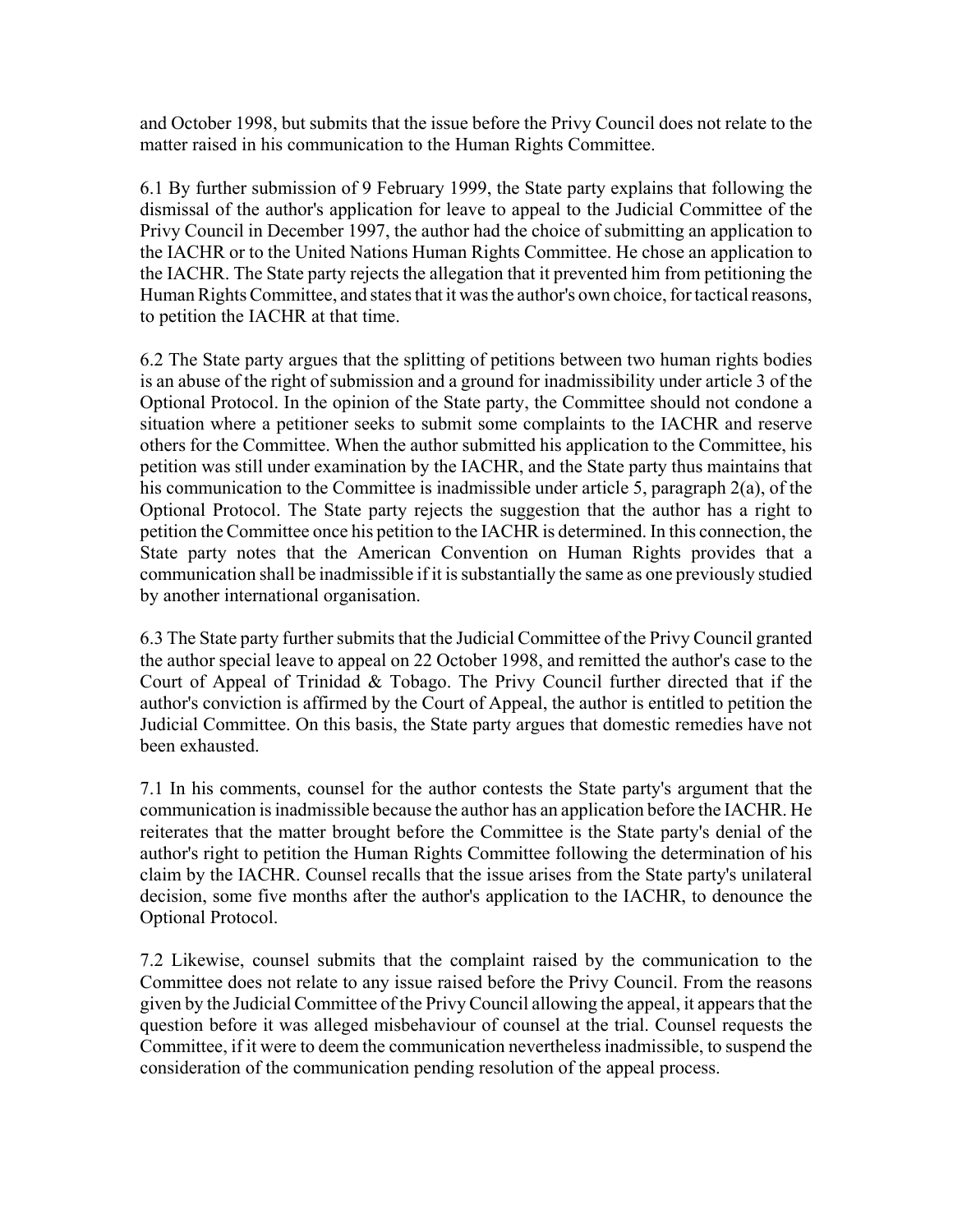and October 1998, but submits that the issue before the Privy Council does not relate to the matter raised in his communication to the Human Rights Committee.

6.1 By further submission of 9 February 1999, the State party explains that following the dismissal of the author's application for leave to appeal to the Judicial Committee of the Privy Council in December 1997, the author had the choice of submitting an application to the IACHR or to the United Nations Human Rights Committee. He chose an application to the IACHR. The State party rejects the allegation that it prevented him from petitioning the Human Rights Committee, and states that it was the author's own choice, for tactical reasons, to petition the IACHR at that time.

6.2 The State party argues that the splitting of petitions between two human rights bodies is an abuse of the right of submission and a ground for inadmissibility under article 3 of the Optional Protocol. In the opinion of the State party, the Committee should not condone a situation where a petitioner seeks to submit some complaints to the IACHR and reserve others for the Committee. When the author submitted his application to the Committee, his petition was still under examination by the IACHR, and the State party thus maintains that his communication to the Committee is inadmissible under article 5, paragraph 2(a), of the Optional Protocol. The State party rejects the suggestion that the author has a right to petition the Committee once his petition to the IACHR is determined. In this connection, the State party notes that the American Convention on Human Rights provides that a communication shall be inadmissible if it is substantially the same as one previously studied by another international organisation.

6.3 The State party further submits that the Judicial Committee of the Privy Council granted the author special leave to appeal on 22 October 1998, and remitted the author's case to the Court of Appeal of Trinidad & Tobago. The Privy Council further directed that if the author's conviction is affirmed by the Court of Appeal, the author is entitled to petition the Judicial Committee. On this basis, the State party argues that domestic remedies have not been exhausted.

7.1 In his comments, counsel for the author contests the State party's argument that the communication is inadmissible because the author has an application before the IACHR. He reiterates that the matter brought before the Committee is the State party's denial of the author's right to petition the Human Rights Committee following the determination of his claim by the IACHR. Counsel recalls that the issue arises from the State party's unilateral decision, some five months after the author's application to the IACHR, to denounce the Optional Protocol.

7.2 Likewise, counsel submits that the complaint raised by the communication to the Committee does not relate to any issue raised before the Privy Council. From the reasons given by the Judicial Committee of the Privy Council allowing the appeal, it appears that the question before it was alleged misbehaviour of counsel at the trial. Counsel requests the Committee, if it were to deem the communication nevertheless inadmissible, to suspend the consideration of the communication pending resolution of the appeal process.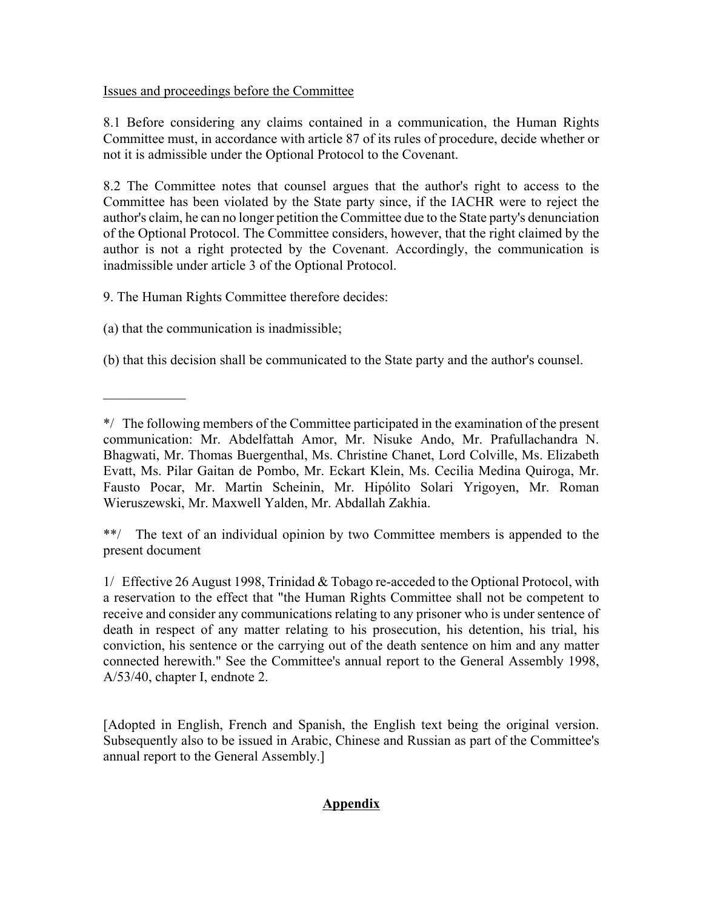Issues and proceedings before the Committee

8.1 Before considering any claims contained in a communication, the Human Rights Committee must, in accordance with article 87 of its rules of procedure, decide whether or not it is admissible under the Optional Protocol to the Covenant.

8.2 The Committee notes that counsel argues that the author's right to access to the Committee has been violated by the State party since, if the IACHR were to reject the author's claim, he can no longer petition the Committee due to the State party's denunciation of the Optional Protocol. The Committee considers, however, that the right claimed by the author is not a right protected by the Covenant. Accordingly, the communication is inadmissible under article 3 of the Optional Protocol.

9. The Human Rights Committee therefore decides:

(a) that the communication is inadmissible;

(b) that this decision shall be communicated to the State party and the author's counsel.

---

*/ The following members of the Committee participated in the examination of the present communication: Mr. Abdelfattah Amor, Mr. Nisuke Ando, Mr. Prafullachandra N. Bhagwati, Mr. Thomas Buergenthal, Ms. Christine Chanet, Lord Colville, Ms. Elizabeth Evatt, Ms. Pilar Gaitan de Pombo, Mr. Eckart Klein, Ms. Cecilia Medina Quiroga, Mr. Fausto Pocar, Mr. Martin Scheinin, Mr. Hipólito Solari Yrigoyen, Mr. Roman Wieruszewski, Mr. Maxwell Yalden, Mr. Abdallah Zakhia.

**/ The text of an individual opinion by two Committee members is appended to the present document

1/ Effective 26 August 1998, Trinidad & Tobago re-acceded to the Optional Protocol, with a reservation to the effect that "the Human Rights Committee shall not be competent to receive and consider any communications relating to any prisoner who is under sentence of death in respect of any matter relating to his prosecution, his detention, his trial, his conviction, his sentence or the carrying out of the death sentence on him and any matter connected herewith." See the Committee's annual report to the General Assembly 1998, A/53/40, chapter I, endnote 2.

[Adopted in English, French and Spanish, the English text being the original version. Subsequently also to be issued in Arabic, Chinese and Russian as part of the Committee's annual report to the General Assembly.]

## **Appendix**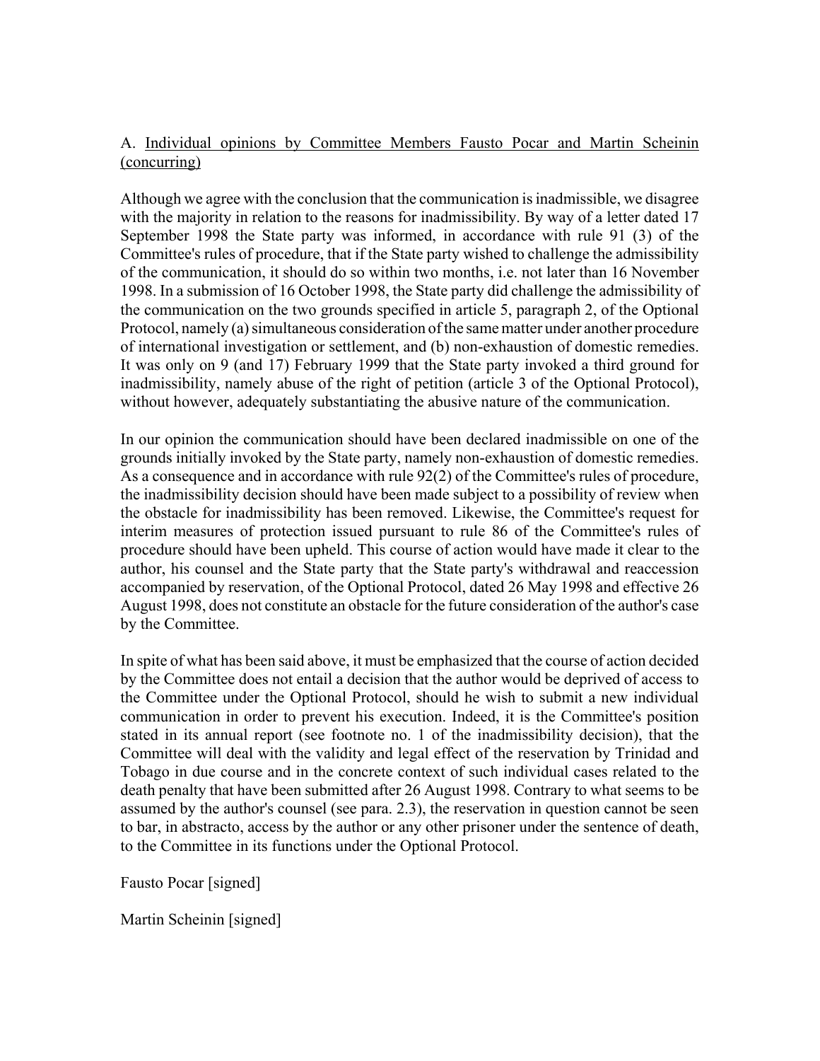A. Individual opinions by Committee Members Fausto Pocar and Martin Scheinin (concurring)

Although we agree with the conclusion that the communication is inadmissible, we disagree with the majority in relation to the reasons for inadmissibility. By way of a letter dated 17 September 1998 the State party was informed, in accordance with rule 91 (3) of the Committee's rules of procedure, that if the State party wished to challenge the admissibility of the communication, it should do so within two months, i.e. not later than 16 November 1998. In a submission of 16 October 1998, the State party did challenge the admissibility of the communication on the two grounds specified in article 5, paragraph 2, of the Optional Protocol, namely (a) simultaneous consideration of the same matter under another procedure of international investigation or settlement, and (b) non-exhaustion of domestic remedies. It was only on 9 (and 17) February 1999 that the State party invoked a third ground for inadmissibility, namely abuse of the right of petition (article 3 of the Optional Protocol), without however, adequately substantiating the abusive nature of the communication.

In our opinion the communication should have been declared inadmissible on one of the grounds initially invoked by the State party, namely non-exhaustion of domestic remedies. As a consequence and in accordance with rule 92(2) of the Committee's rules of procedure, the inadmissibility decision should have been made subject to a possibility of review when the obstacle for inadmissibility has been removed. Likewise, the Committee's request for interim measures of protection issued pursuant to rule 86 of the Committee's rules of procedure should have been upheld. This course of action would have made it clear to the author, his counsel and the State party that the State party's withdrawal and reaccession accompanied by reservation, of the Optional Protocol, dated 26 May 1998 and effective 26 August 1998, does not constitute an obstacle for the future consideration of the author's case by the Committee.

In spite of what has been said above, it must be emphasized that the course of action decided by the Committee does not entail a decision that the author would be deprived of access to the Committee under the Optional Protocol, should he wish to submit a new individual communication in order to prevent his execution. Indeed, it is the Committee's position stated in its annual report (see footnote no. 1 of the inadmissibility decision), that the Committee will deal with the validity and legal effect of the reservation by Trinidad and Tobago in due course and in the concrete context of such individual cases related to the death penalty that have been submitted after 26 August 1998. Contrary to what seems to be assumed by the author's counsel (see para. 2.3), the reservation in question cannot be seen to bar, in abstracto, access by the author or any other prisoner under the sentence of death, to the Committee in its functions under the Optional Protocol.

Fausto Pocar [signed]

Martin Scheinin [signed]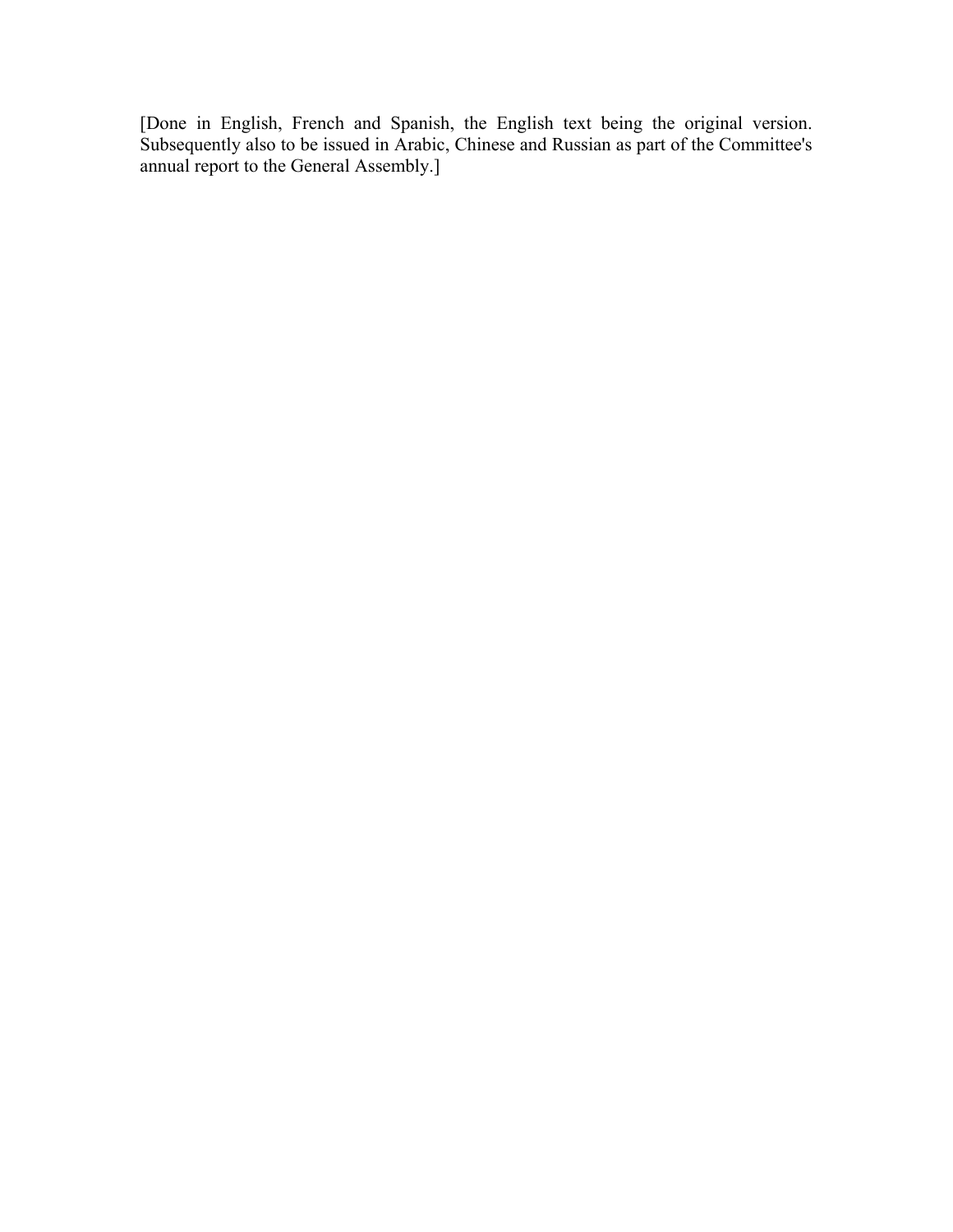[Done in English, French and Spanish, the English text being the original version. Subsequently also to be issued in Arabic, Chinese and Russian as part of the Committee's annual report to the General Assembly.]